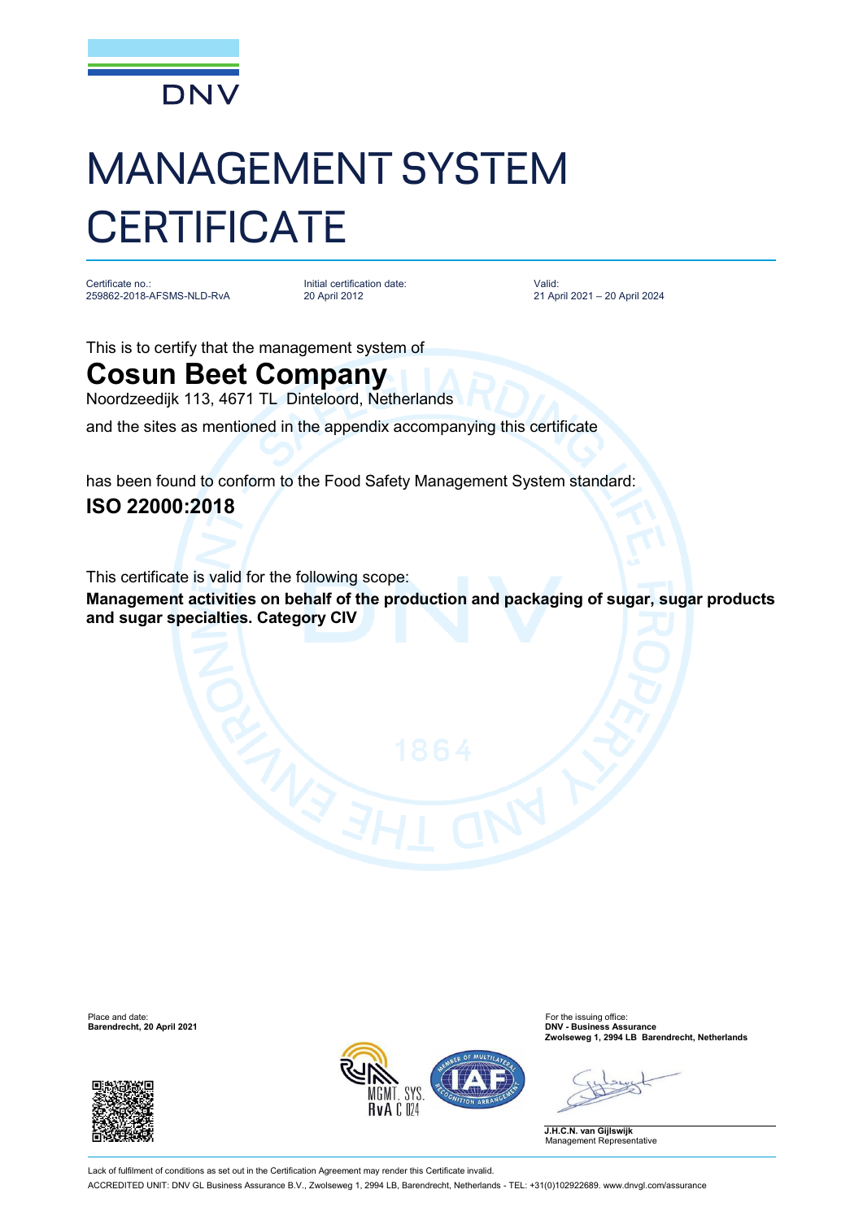DNV

# MANAGEMENT SYSTEM CERTIFICATE

Certificate no.:
259862-2018-AFSMS-NLD-RvA

Initial certification date:
20 April 2012

Valid:
21 April 2021 – 20 April 2024

This is to certify that the management system of

## Cosun Beet Company

Noordzeedijk 113, 4671 TL Dinteloord, Netherlands

and the sites as mentioned in the appendix accompanying this certificate

has been found to conform to the Food Safety Management System standard:

**ISO 22000:2018**

This certificate is valid for the following scope:

**Management activities on behalf of the production and packaging of sugar, sugar products and sugar specialties. Category CIV**

Place and date:
**Barendrecht, 20 April 2021**

For the issuing office:
**DNV - Business Assurance**
**Zwolseweg 1, 2994 LB Barendrecht, Netherlands**

**J.H.C.N. van Gijlswijk**
Management Representative

RvA C 024

Lack of fulfilment of conditions as set out in the Certification Agreement may render this Certificate invalid.

ACCREDITED UNIT: DNV GL Business Assurance B.V., Zwolseweg 1, 2994 LB, Barendrecht, Netherlands - TEL: +31(0)102922689. www.dnvgl.com/assurance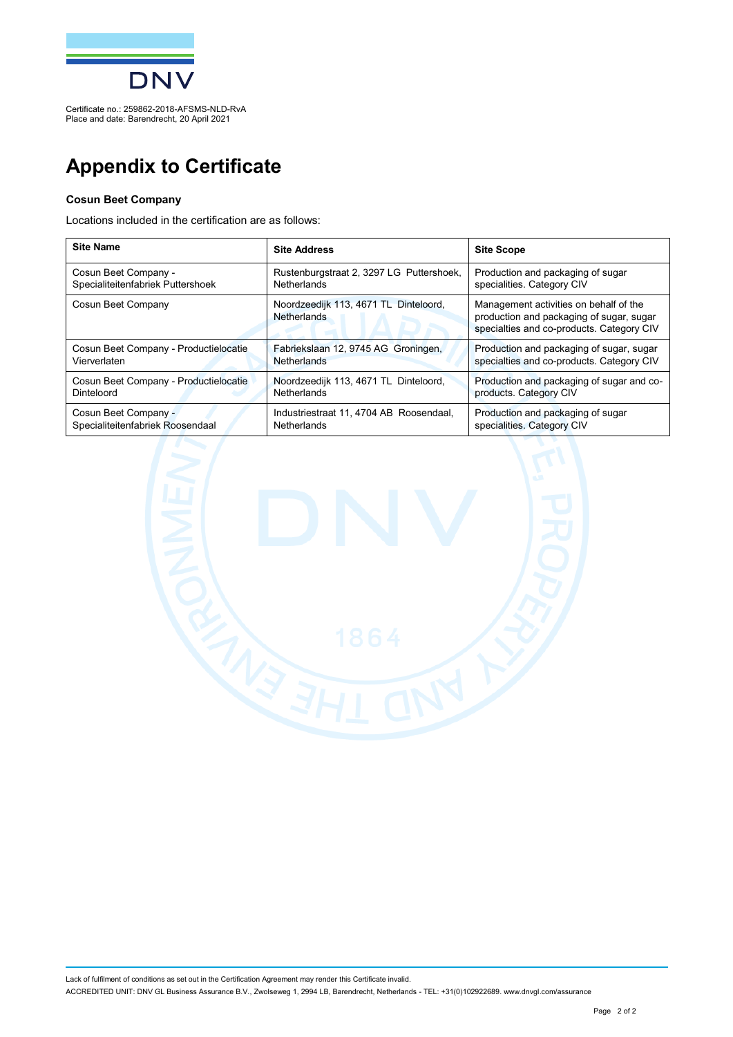Certificate no.: 259862-2018-AFSMS-NLD-RvA
Place and date: Barendrecht, 20 April 2021

# Appendix to Certificate

**Cosun Beet Company**

Locations included in the certification are as follows:

| Site Name | Site Address | Site Scope |
|---|---|---|
| Cosun Beet Company - Specialiteitenfabriek Puttershoek | Rustenburgstraat 2, 3297 LG Puttershoek, Netherlands | Production and packaging of sugar specialities. Category CIV |
| Cosun Beet Company | Noordzeedijk 113, 4671 TL Dinteloord, Netherlands | Management activities on behalf of the production and packaging of sugar, sugar specialties and co-products. Category CIV |
| Cosun Beet Company - Productielocatie Vierverlaten | Fabriekslaan 12, 9745 AG Groningen, Netherlands | Production and packaging of sugar, sugar specialties and co-products. Category CIV |
| Cosun Beet Company - Productielocatie Dinteloord | Noordzeedijk 113, 4671 TL Dinteloord, Netherlands | Production and packaging of sugar and co-products. Category CIV |
| Cosun Beet Company - Specialiteitenfabriek Roosendaal | Industriestraat 11, 4704 AB Roosendaal, Netherlands | Production and packaging of sugar specialities. Category CIV |

Lack of fulfilment of conditions as set out in the Certification Agreement may render this Certificate invalid.

ACCREDITED UNIT: DNV GL Business Assurance B.V., Zwolseweg 1, 2994 LB, Barendrecht, Netherlands - TEL: +31(0)102922689. www.dnvgl.com/assurance